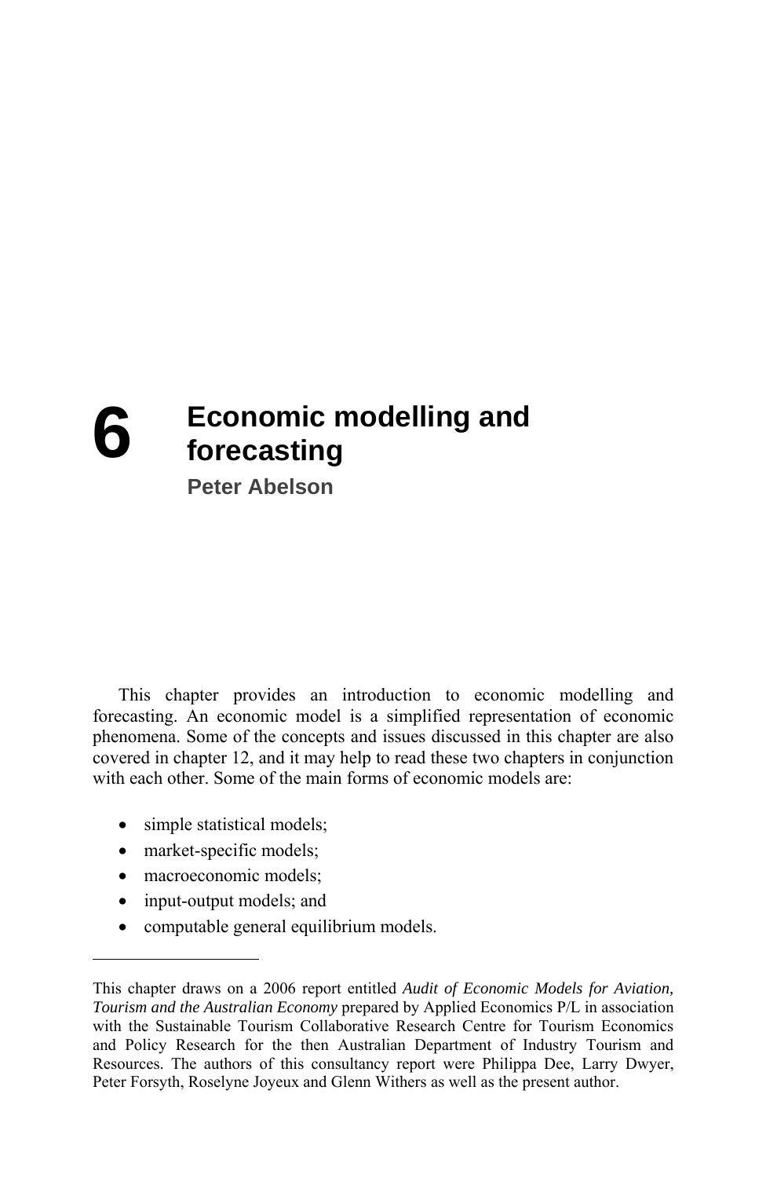# 6 Economic modelling and forecasting

**Peter Abelson**

This chapter provides an introduction to economic modelling and forecasting. An economic model is a simplified representation of economic phenomena. Some of the concepts and issues discussed in this chapter are also covered in chapter 12, and it may help to read these two chapters in conjunction with each other. Some of the main forms of economic models are:

- simple statistical models;
- market-specific models;
- macroeconomic models;
- input-output models; and
- computable general equilibrium models.

---

This chapter draws on a 2006 report entitled *Audit of Economic Models for Aviation, Tourism and the Australian Economy* prepared by Applied Economics P/L in association with the Sustainable Tourism Collaborative Research Centre for Tourism Economics and Policy Research for the then Australian Department of Industry Tourism and Resources. The authors of this consultancy report were Philippa Dee, Larry Dwyer, Peter Forsyth, Roselyne Joyeux and Glenn Withers as well as the present author.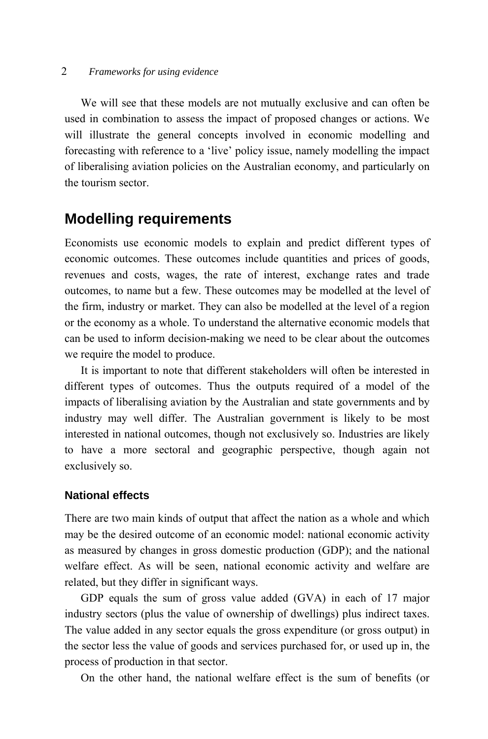We will see that these models are not mutually exclusive and can often be used in combination to assess the impact of proposed changes or actions. We will illustrate the general concepts involved in economic modelling and forecasting with reference to a 'live' policy issue, namely modelling the impact of liberalising aviation policies on the Australian economy, and particularly on the tourism sector.

## Modelling requirements

Economists use economic models to explain and predict different types of economic outcomes. These outcomes include quantities and prices of goods, revenues and costs, wages, the rate of interest, exchange rates and trade outcomes, to name but a few. These outcomes may be modelled at the level of the firm, industry or market. They can also be modelled at the level of a region or the economy as a whole. To understand the alternative economic models that can be used to inform decision-making we need to be clear about the outcomes we require the model to produce.

It is important to note that different stakeholders will often be interested in different types of outcomes. Thus the outputs required of a model of the impacts of liberalising aviation by the Australian and state governments and by industry may well differ. The Australian government is likely to be most interested in national outcomes, though not exclusively so. Industries are likely to have a more sectoral and geographic perspective, though again not exclusively so.

### National effects

There are two main kinds of output that affect the nation as a whole and which may be the desired outcome of an economic model: national economic activity as measured by changes in gross domestic production (GDP); and the national welfare effect. As will be seen, national economic activity and welfare are related, but they differ in significant ways.

GDP equals the sum of gross value added (GVA) in each of 17 major industry sectors (plus the value of ownership of dwellings) plus indirect taxes. The value added in any sector equals the gross expenditure (or gross output) in the sector less the value of goods and services purchased for, or used up in, the process of production in that sector.

On the other hand, the national welfare effect is the sum of benefits (or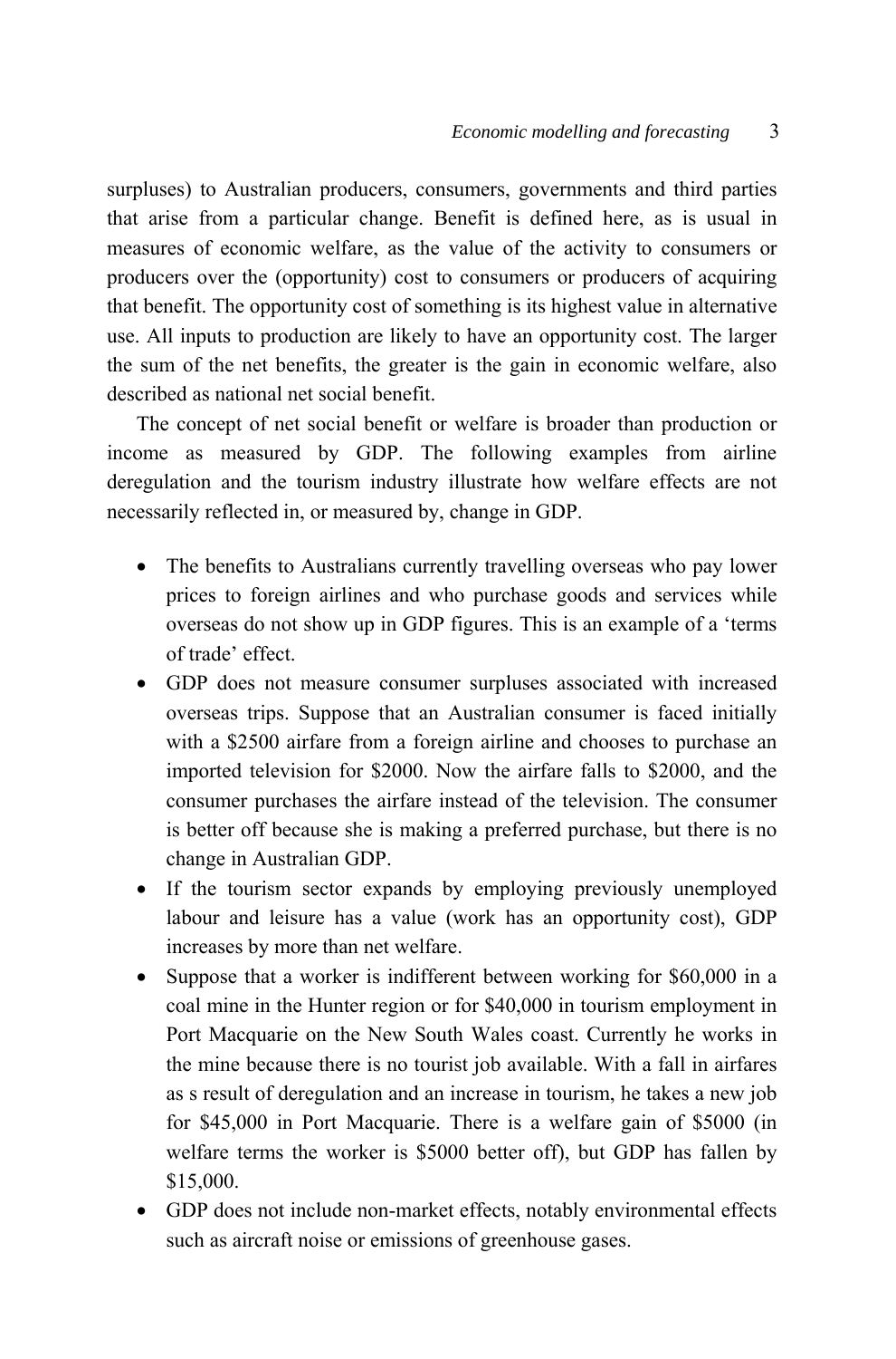surpluses) to Australian producers, consumers, governments and third parties that arise from a particular change. Benefit is defined here, as is usual in measures of economic welfare, as the value of the activity to consumers or producers over the (opportunity) cost to consumers or producers of acquiring that benefit. The opportunity cost of something is its highest value in alternative use. All inputs to production are likely to have an opportunity cost. The larger the sum of the net benefits, the greater is the gain in economic welfare, also described as national net social benefit.

The concept of net social benefit or welfare is broader than production or income as measured by GDP. The following examples from airline deregulation and the tourism industry illustrate how welfare effects are not necessarily reflected in, or measured by, change in GDP.

- The benefits to Australians currently travelling overseas who pay lower prices to foreign airlines and who purchase goods and services while overseas do not show up in GDP figures. This is an example of a 'terms of trade' effect.
- GDP does not measure consumer surpluses associated with increased overseas trips. Suppose that an Australian consumer is faced initially with a $2500 airfare from a foreign airline and chooses to purchase an imported television for $2000. Now the airfare falls to $2000, and the consumer purchases the airfare instead of the television. The consumer is better off because she is making a preferred purchase, but there is no change in Australian GDP.
- If the tourism sector expands by employing previously unemployed labour and leisure has a value (work has an opportunity cost), GDP increases by more than net welfare.
- Suppose that a worker is indifferent between working for $60,000 in a coal mine in the Hunter region or for $40,000 in tourism employment in Port Macquarie on the New South Wales coast. Currently he works in the mine because there is no tourist job available. With a fall in airfares as s result of deregulation and an increase in tourism, he takes a new job for $45,000 in Port Macquarie. There is a welfare gain of $5000 (in welfare terms the worker is $5000 better off), but GDP has fallen by $15,000.
- GDP does not include non-market effects, notably environmental effects such as aircraft noise or emissions of greenhouse gases.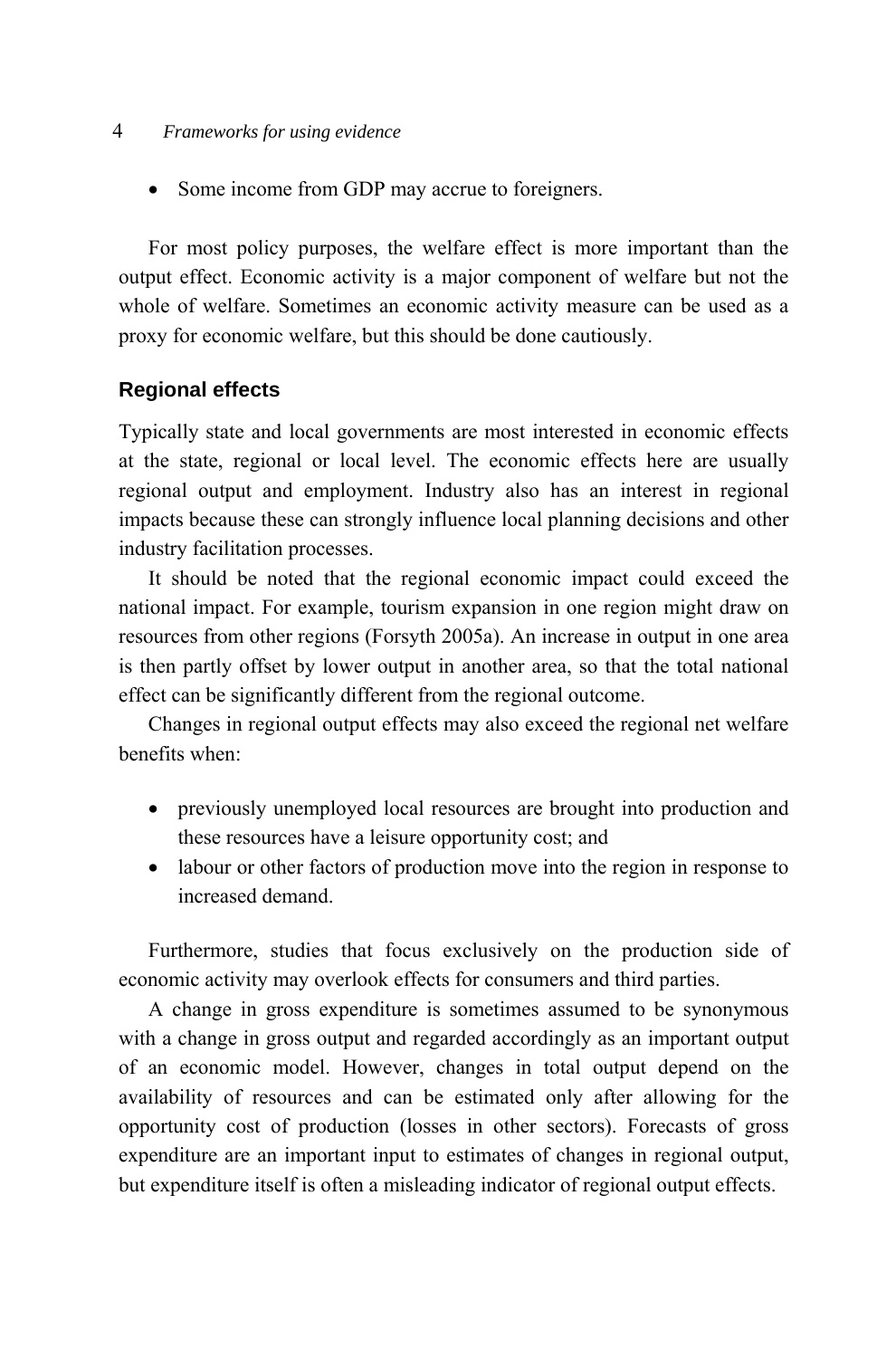- Some income from GDP may accrue to foreigners.

For most policy purposes, the welfare effect is more important than the output effect. Economic activity is a major component of welfare but not the whole of welfare. Sometimes an economic activity measure can be used as a proxy for economic welfare, but this should be done cautiously.

### Regional effects

Typically state and local governments are most interested in economic effects at the state, regional or local level. The economic effects here are usually regional output and employment. Industry also has an interest in regional impacts because these can strongly influence local planning decisions and other industry facilitation processes.

It should be noted that the regional economic impact could exceed the national impact. For example, tourism expansion in one region might draw on resources from other regions (Forsyth 2005a). An increase in output in one area is then partly offset by lower output in another area, so that the total national effect can be significantly different from the regional outcome.

Changes in regional output effects may also exceed the regional net welfare benefits when:

- previously unemployed local resources are brought into production and these resources have a leisure opportunity cost; and
- labour or other factors of production move into the region in response to increased demand.

Furthermore, studies that focus exclusively on the production side of economic activity may overlook effects for consumers and third parties.

A change in gross expenditure is sometimes assumed to be synonymous with a change in gross output and regarded accordingly as an important output of an economic model. However, changes in total output depend on the availability of resources and can be estimated only after allowing for the opportunity cost of production (losses in other sectors). Forecasts of gross expenditure are an important input to estimates of changes in regional output, but expenditure itself is often a misleading indicator of regional output effects.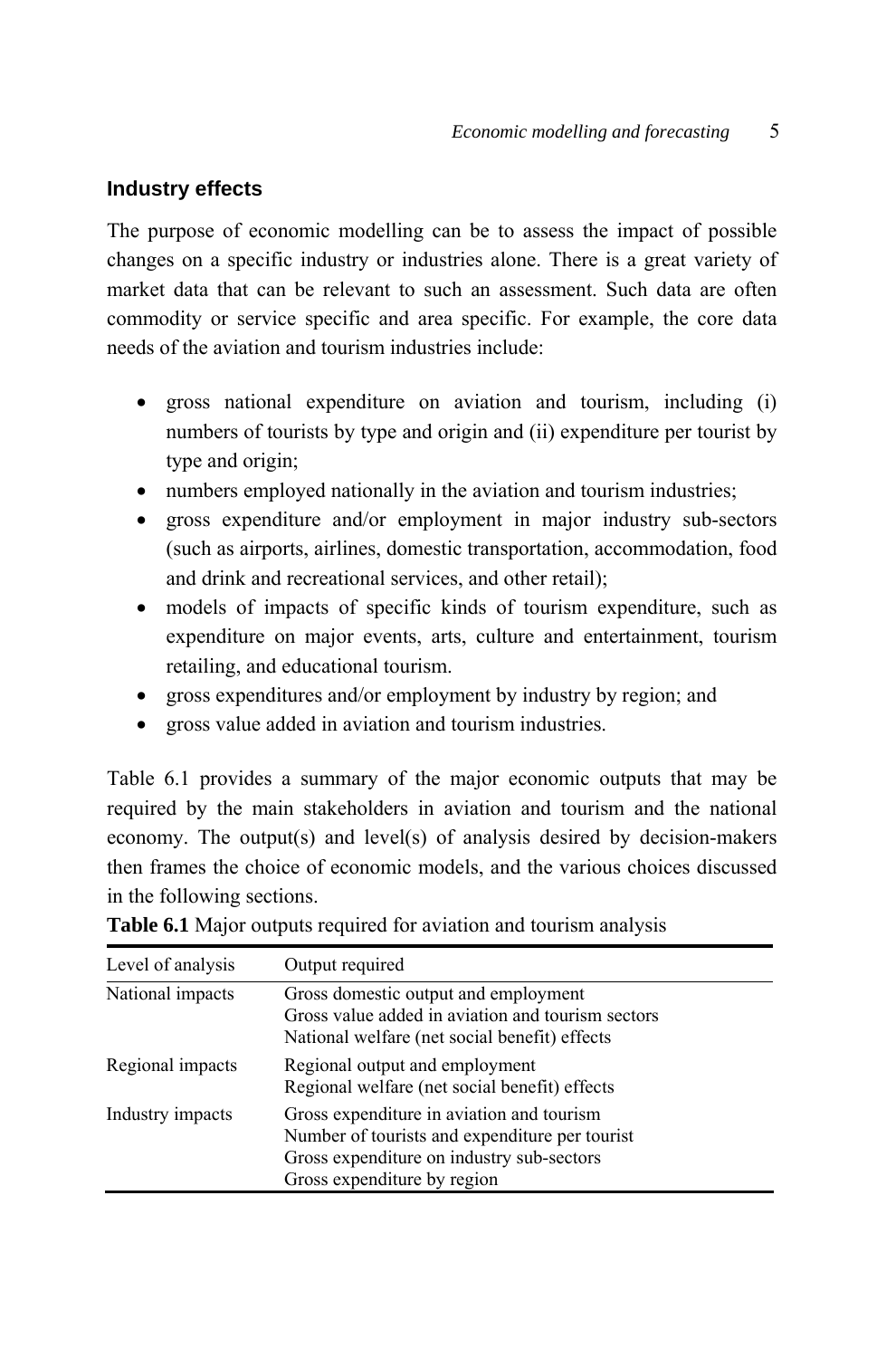## Industry effects

The purpose of economic modelling can be to assess the impact of possible changes on a specific industry or industries alone. There is a great variety of market data that can be relevant to such an assessment. Such data are often commodity or service specific and area specific. For example, the core data needs of the aviation and tourism industries include:

- gross national expenditure on aviation and tourism, including (i) numbers of tourists by type and origin and (ii) expenditure per tourist by type and origin;
- numbers employed nationally in the aviation and tourism industries;
- gross expenditure and/or employment in major industry sub-sectors (such as airports, airlines, domestic transportation, accommodation, food and drink and recreational services, and other retail);
- models of impacts of specific kinds of tourism expenditure, such as expenditure on major events, arts, culture and entertainment, tourism retailing, and educational tourism.
- gross expenditures and/or employment by industry by region; and
- gross value added in aviation and tourism industries.

Table 6.1 provides a summary of the major economic outputs that may be required by the main stakeholders in aviation and tourism and the national economy. The output(s) and level(s) of analysis desired by decision-makers then frames the choice of economic models, and the various choices discussed in the following sections.

**Table 6.1** Major outputs required for aviation and tourism analysis

| Level of analysis | Output required |
|---|---|
| National impacts | Gross domestic output and employment<br>Gross value added in aviation and tourism sectors<br>National welfare (net social benefit) effects |
| Regional impacts | Regional output and employment<br>Regional welfare (net social benefit) effects |
| Industry impacts | Gross expenditure in aviation and tourism<br>Number of tourists and expenditure per tourist<br>Gross expenditure on industry sub-sectors<br>Gross expenditure by region |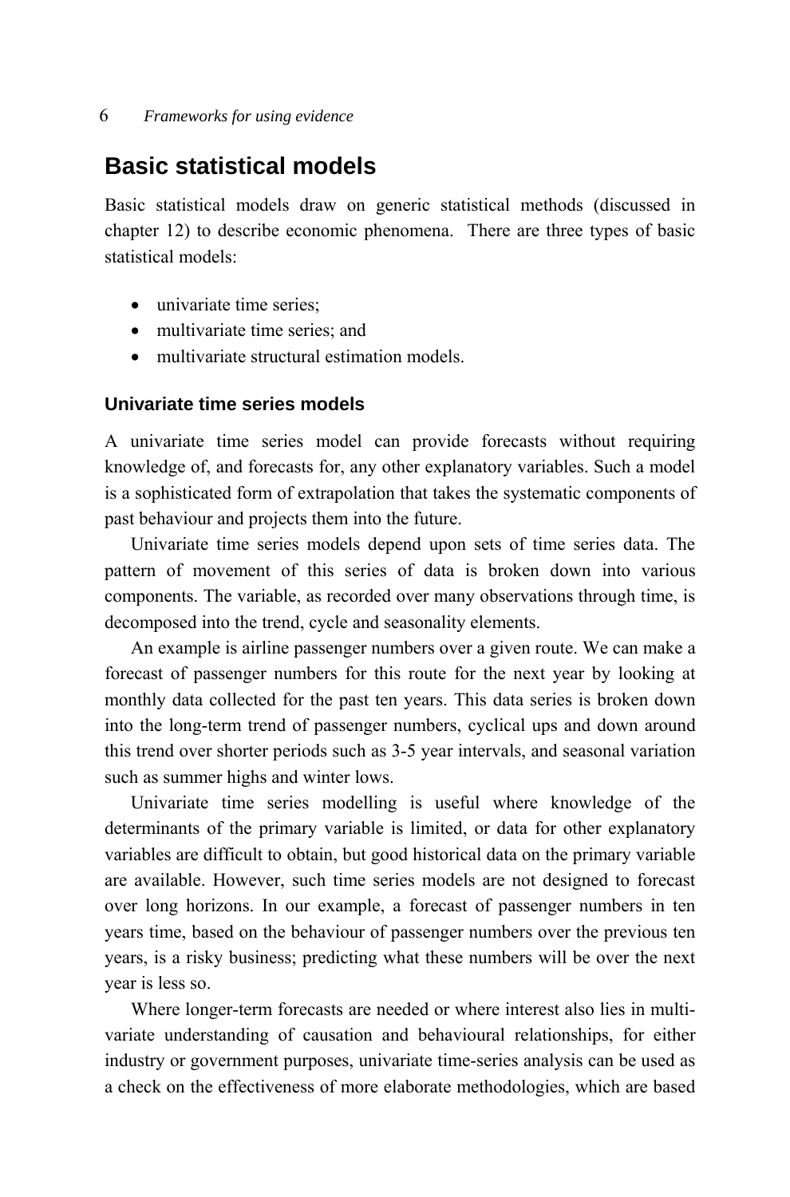## Basic statistical models

Basic statistical models draw on generic statistical methods (discussed in chapter 12) to describe economic phenomena. There are three types of basic statistical models:

- univariate time series;
- multivariate time series; and
- multivariate structural estimation models.

### Univariate time series models

A univariate time series model can provide forecasts without requiring knowledge of, and forecasts for, any other explanatory variables. Such a model is a sophisticated form of extrapolation that takes the systematic components of past behaviour and projects them into the future.

Univariate time series models depend upon sets of time series data. The pattern of movement of this series of data is broken down into various components. The variable, as recorded over many observations through time, is decomposed into the trend, cycle and seasonality elements.

An example is airline passenger numbers over a given route. We can make a forecast of passenger numbers for this route for the next year by looking at monthly data collected for the past ten years. This data series is broken down into the long-term trend of passenger numbers, cyclical ups and down around this trend over shorter periods such as 3-5 year intervals, and seasonal variation such as summer highs and winter lows.

Univariate time series modelling is useful where knowledge of the determinants of the primary variable is limited, or data for other explanatory variables are difficult to obtain, but good historical data on the primary variable are available. However, such time series models are not designed to forecast over long horizons. In our example, a forecast of passenger numbers in ten years time, based on the behaviour of passenger numbers over the previous ten years, is a risky business; predicting what these numbers will be over the next year is less so.

Where longer-term forecasts are needed or where interest also lies in multi-variate understanding of causation and behavioural relationships, for either industry or government purposes, univariate time-series analysis can be used as a check on the effectiveness of more elaborate methodologies, which are based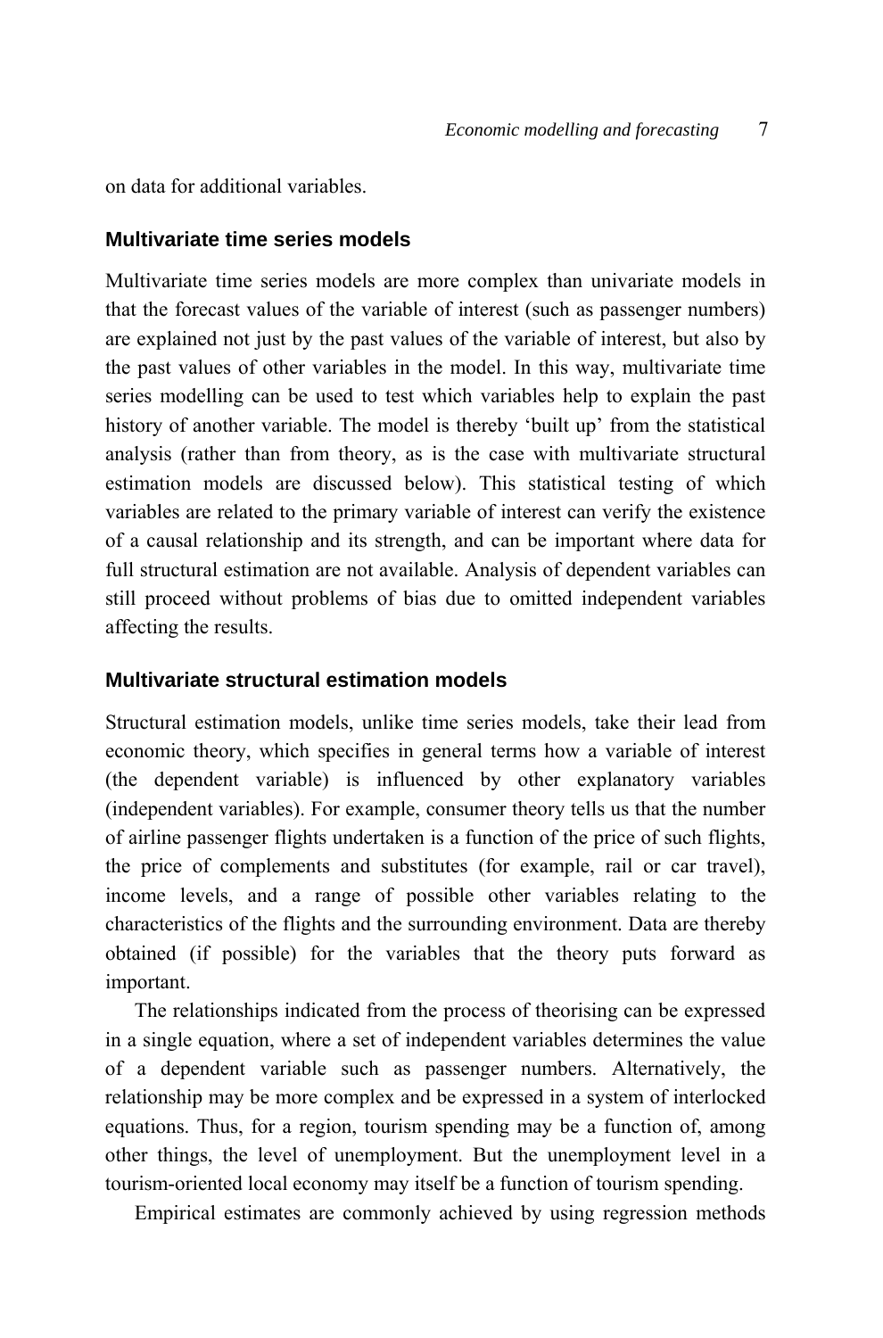on data for additional variables.

### Multivariate time series models

Multivariate time series models are more complex than univariate models in that the forecast values of the variable of interest (such as passenger numbers) are explained not just by the past values of the variable of interest, but also by the past values of other variables in the model. In this way, multivariate time series modelling can be used to test which variables help to explain the past history of another variable. The model is thereby 'built up' from the statistical analysis (rather than from theory, as is the case with multivariate structural estimation models are discussed below). This statistical testing of which variables are related to the primary variable of interest can verify the existence of a causal relationship and its strength, and can be important where data for full structural estimation are not available. Analysis of dependent variables can still proceed without problems of bias due to omitted independent variables affecting the results.

### Multivariate structural estimation models

Structural estimation models, unlike time series models, take their lead from economic theory, which specifies in general terms how a variable of interest (the dependent variable) is influenced by other explanatory variables (independent variables). For example, consumer theory tells us that the number of airline passenger flights undertaken is a function of the price of such flights, the price of complements and substitutes (for example, rail or car travel), income levels, and a range of possible other variables relating to the characteristics of the flights and the surrounding environment. Data are thereby obtained (if possible) for the variables that the theory puts forward as important.

The relationships indicated from the process of theorising can be expressed in a single equation, where a set of independent variables determines the value of a dependent variable such as passenger numbers. Alternatively, the relationship may be more complex and be expressed in a system of interlocked equations. Thus, for a region, tourism spending may be a function of, among other things, the level of unemployment. But the unemployment level in a tourism-oriented local economy may itself be a function of tourism spending.

Empirical estimates are commonly achieved by using regression methods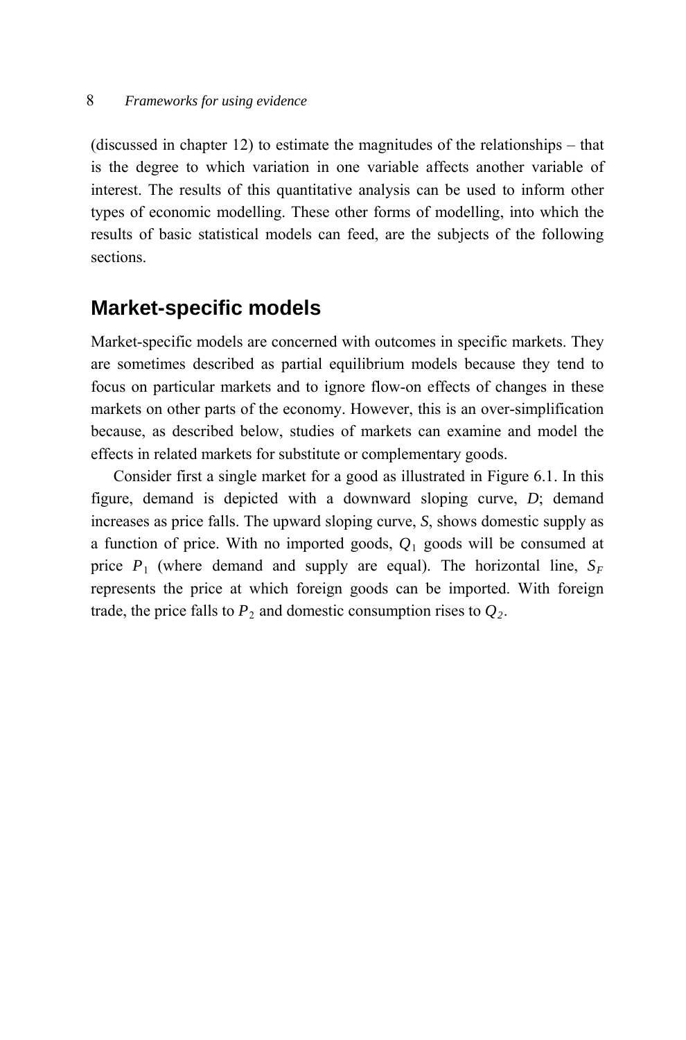(discussed in chapter 12) to estimate the magnitudes of the relationships – that is the degree to which variation in one variable affects another variable of interest. The results of this quantitative analysis can be used to inform other types of economic modelling. These other forms of modelling, into which the results of basic statistical models can feed, are the subjects of the following sections.

## Market-specific models

Market-specific models are concerned with outcomes in specific markets. They are sometimes described as partial equilibrium models because they tend to focus on particular markets and to ignore flow-on effects of changes in these markets on other parts of the economy. However, this is an over-simplification because, as described below, studies of markets can examine and model the effects in related markets for substitute or complementary goods.

Consider first a single market for a good as illustrated in Figure 6.1. In this figure, demand is depicted with a downward sloping curve, *D*; demand increases as price falls. The upward sloping curve, *S*, shows domestic supply as a function of price. With no imported goods, $Q_1$ goods will be consumed at price $P_1$ (where demand and supply are equal). The horizontal line, $S_F$ represents the price at which foreign goods can be imported. With foreign trade, the price falls to $P_2$ and domestic consumption rises to $Q_2$.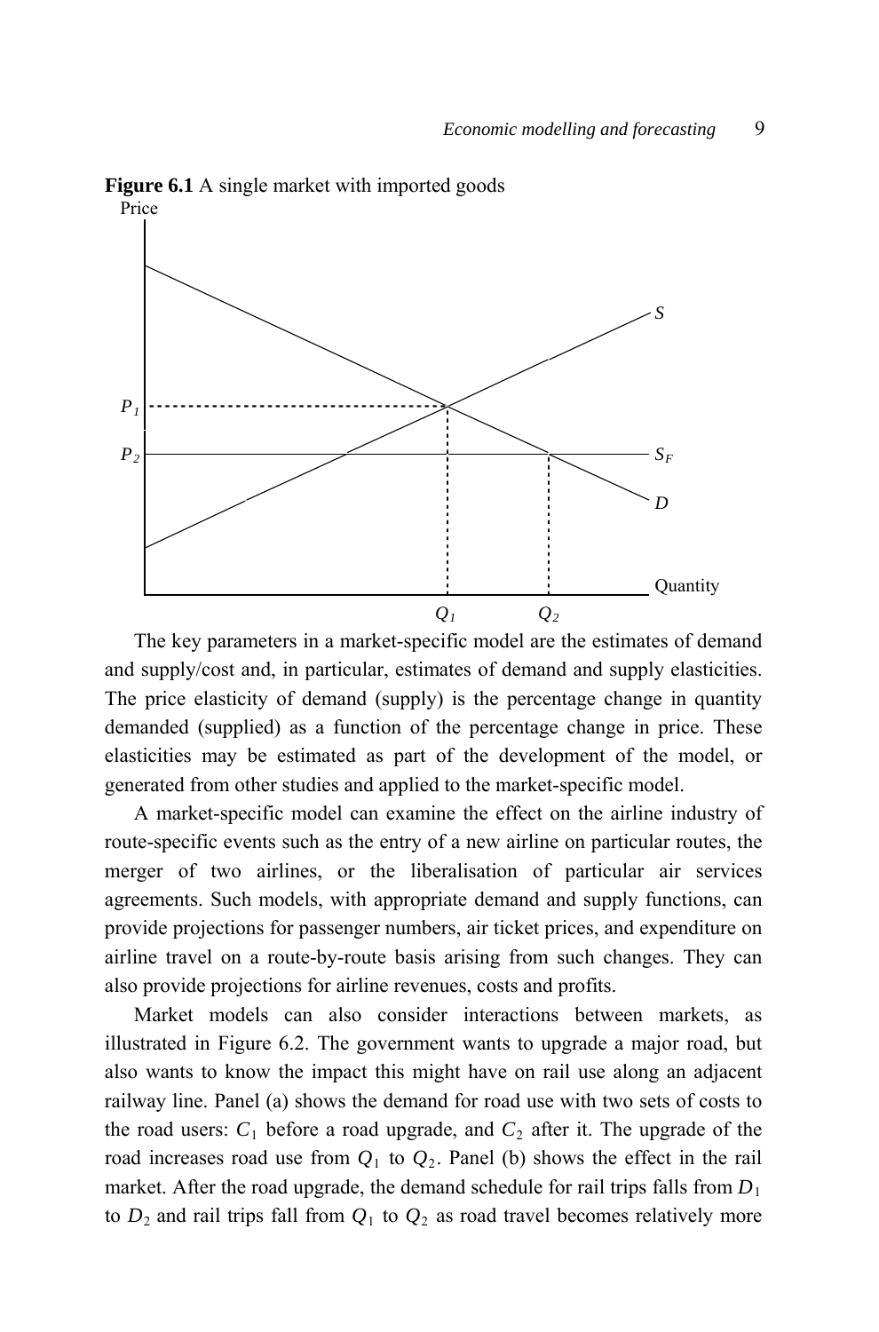**Figure 6.1** A single market with imported goods

The key parameters in a market-specific model are the estimates of demand and supply/cost and, in particular, estimates of demand and supply elasticities. The price elasticity of demand (supply) is the percentage change in quantity demanded (supplied) as a function of the percentage change in price. These elasticities may be estimated as part of the development of the model, or generated from other studies and applied to the market-specific model.

A market-specific model can examine the effect on the airline industry of route-specific events such as the entry of a new airline on particular routes, the merger of two airlines, or the liberalisation of particular air services agreements. Such models, with appropriate demand and supply functions, can provide projections for passenger numbers, air ticket prices, and expenditure on airline travel on a route-by-route basis arising from such changes. They can also provide projections for airline revenues, costs and profits.

Market models can also consider interactions between markets, as illustrated in Figure 6.2. The government wants to upgrade a major road, but also wants to know the impact this might have on rail use along an adjacent railway line. Panel (a) shows the demand for road use with two sets of costs to the road users: $C_1$ before a road upgrade, and $C_2$ after it. The upgrade of the road increases road use from $Q_1$ to $Q_2$. Panel (b) shows the effect in the rail market. After the road upgrade, the demand schedule for rail trips falls from $D_1$ to $D_2$ and rail trips fall from $Q_1$ to $Q_2$ as road travel becomes relatively more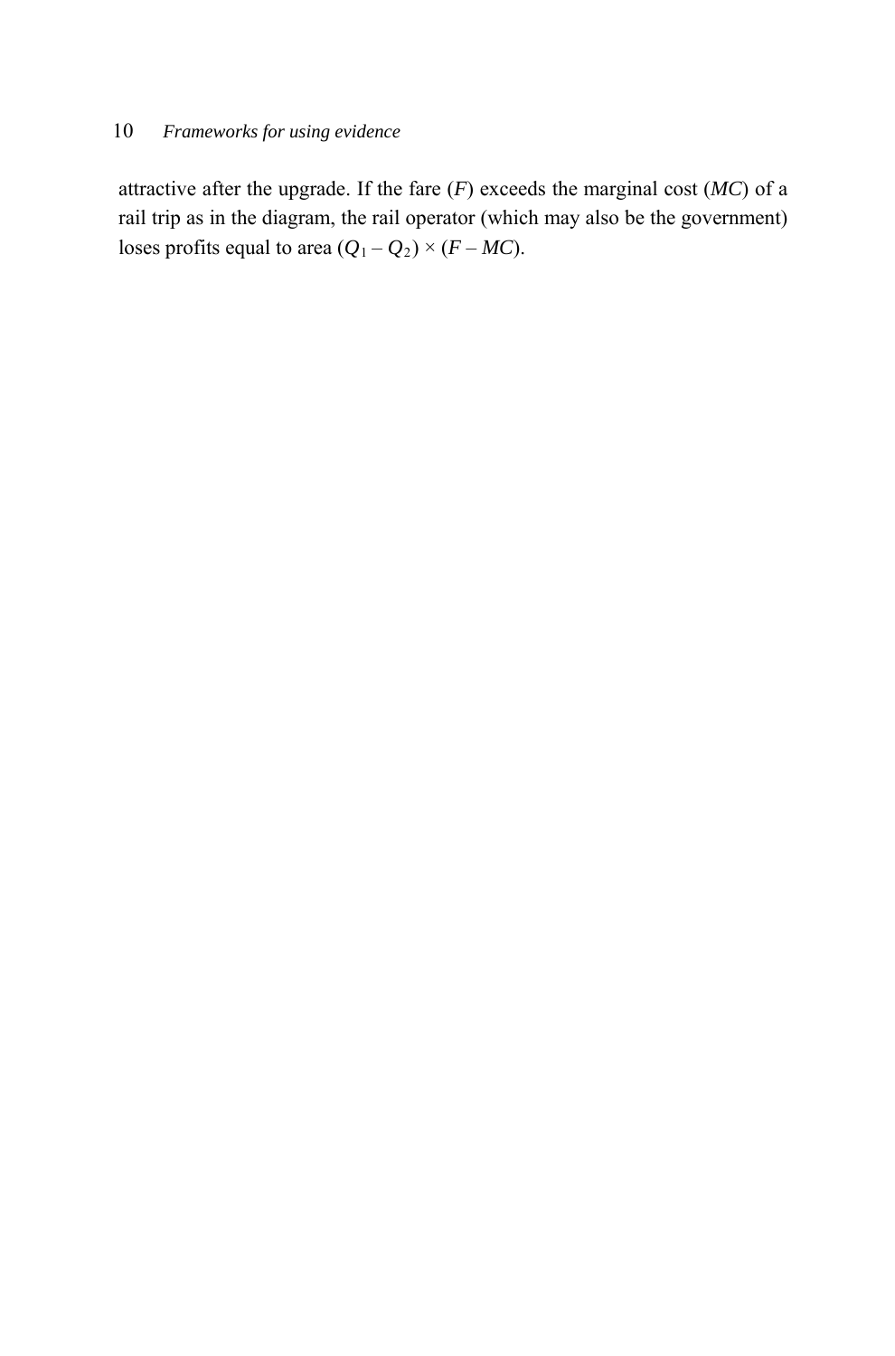attractive after the upgrade. If the fare ($F$) exceeds the marginal cost ($MC$) of a rail trip as in the diagram, the rail operator (which may also be the government) loses profits equal to area $(Q_1 - Q_2) \times (F - MC)$.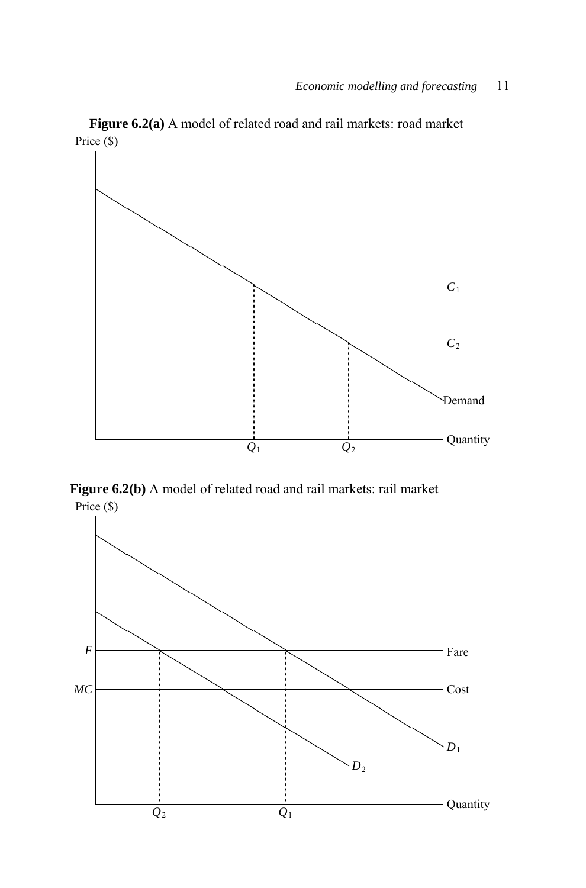**Figure 6.2(a)** A model of related road and rail markets: road market

Price ($)

$C_1$

$C_2$

Demand

Quantity

$Q_1$ $Q_2$

**Figure 6.2(b)** A model of related road and rail markets: rail market

Price ($)

$F$ Fare

$MC$ Cost

$D_1$

$D_2$

Quantity

$Q_2$ $Q_1$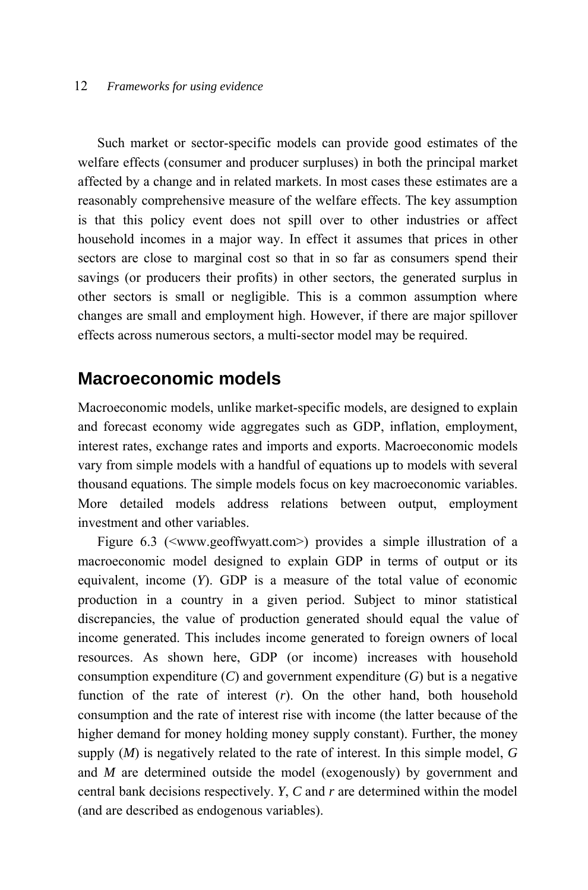Such market or sector-specific models can provide good estimates of the welfare effects (consumer and producer surpluses) in both the principal market affected by a change and in related markets. In most cases these estimates are a reasonably comprehensive measure of the welfare effects. The key assumption is that this policy event does not spill over to other industries or affect household incomes in a major way. In effect it assumes that prices in other sectors are close to marginal cost so that in so far as consumers spend their savings (or producers their profits) in other sectors, the generated surplus in other sectors is small or negligible. This is a common assumption where changes are small and employment high. However, if there are major spillover effects across numerous sectors, a multi-sector model may be required.

## Macroeconomic models

Macroeconomic models, unlike market-specific models, are designed to explain and forecast economy wide aggregates such as GDP, inflation, employment, interest rates, exchange rates and imports and exports. Macroeconomic models vary from simple models with a handful of equations up to models with several thousand equations. The simple models focus on key macroeconomic variables. More detailed models address relations between output, employment investment and other variables.

Figure 6.3 (<www.geoffwyatt.com>) provides a simple illustration of a macroeconomic model designed to explain GDP in terms of output or its equivalent, income ($Y$). GDP is a measure of the total value of economic production in a country in a given period. Subject to minor statistical discrepancies, the value of production generated should equal the value of income generated. This includes income generated to foreign owners of local resources. As shown here, GDP (or income) increases with household consumption expenditure ($C$) and government expenditure ($G$) but is a negative function of the rate of interest ($r$). On the other hand, both household consumption and the rate of interest rise with income (the latter because of the higher demand for money holding money supply constant). Further, the money supply ($M$) is negatively related to the rate of interest. In this simple model, $G$ and $M$ are determined outside the model (exogenously) by government and central bank decisions respectively. $Y$, $C$ and $r$ are determined within the model (and are described as endogenous variables).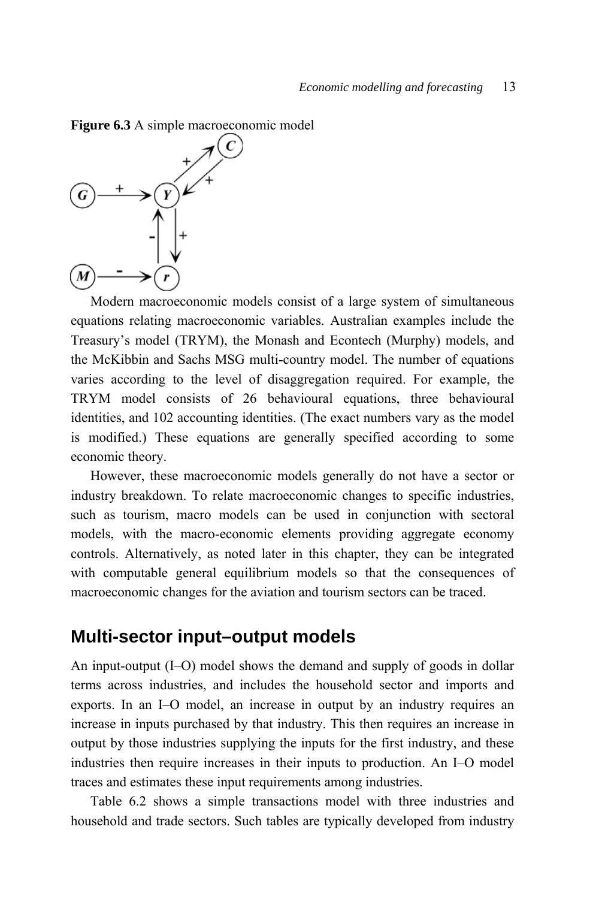**Figure 6.3** A simple macroeconomic model

Modern macroeconomic models consist of a large system of simultaneous equations relating macroeconomic variables. Australian examples include the Treasury's model (TRYM), the Monash and Econtech (Murphy) models, and the McKibbin and Sachs MSG multi-country model. The number of equations varies according to the level of disaggregation required. For example, the TRYM model consists of 26 behavioural equations, three behavioural identities, and 102 accounting identities. (The exact numbers vary as the model is modified.) These equations are generally specified according to some economic theory.

However, these macroeconomic models generally do not have a sector or industry breakdown. To relate macroeconomic changes to specific industries, such as tourism, macro models can be used in conjunction with sectoral models, with the macro-economic elements providing aggregate economy controls. Alternatively, as noted later in this chapter, they can be integrated with computable general equilibrium models so that the consequences of macroeconomic changes for the aviation and tourism sectors can be traced.

## Multi-sector input–output models

An input-output (I–O) model shows the demand and supply of goods in dollar terms across industries, and includes the household sector and imports and exports. In an I–O model, an increase in output by an industry requires an increase in inputs purchased by that industry. This then requires an increase in output by those industries supplying the inputs for the first industry, and these industries then require increases in their inputs to production. An I–O model traces and estimates these input requirements among industries.

Table 6.2 shows a simple transactions model with three industries and household and trade sectors. Such tables are typically developed from industry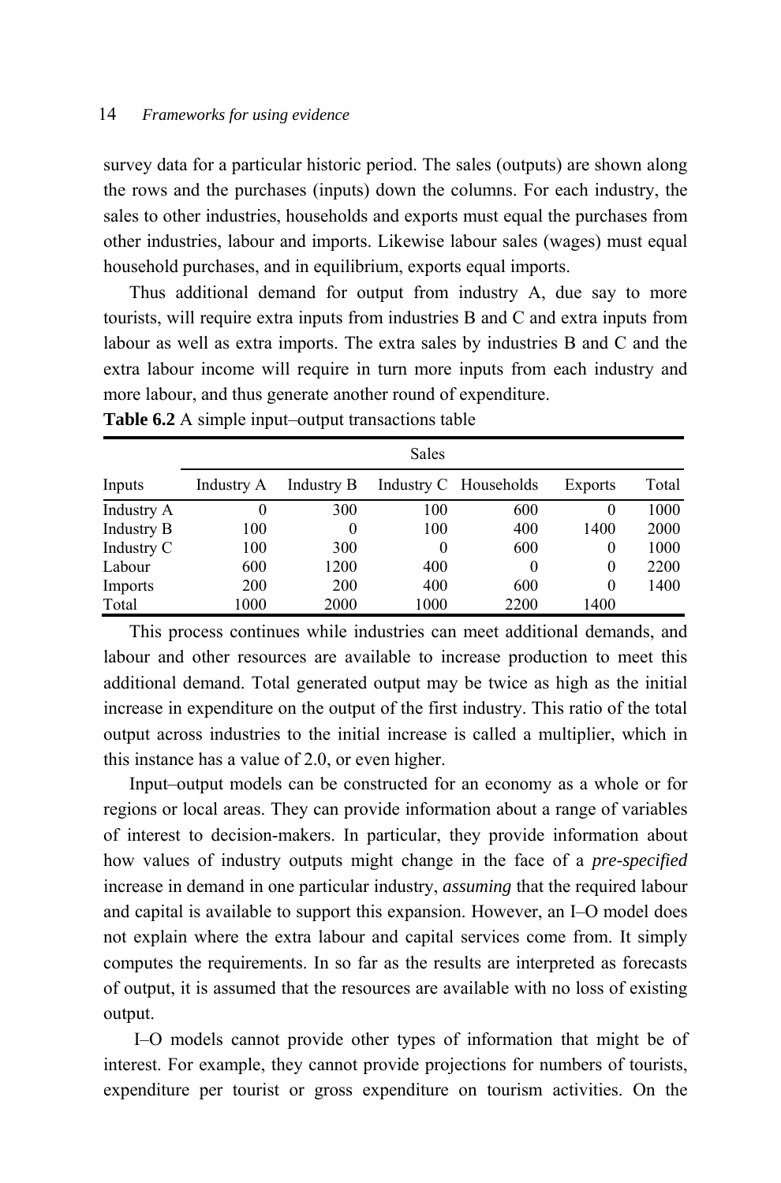survey data for a particular historic period. The sales (outputs) are shown along the rows and the purchases (inputs) down the columns. For each industry, the sales to other industries, households and exports must equal the purchases from other industries, labour and imports. Likewise labour sales (wages) must equal household purchases, and in equilibrium, exports equal imports.

Thus additional demand for output from industry A, due say to more tourists, will require extra inputs from industries B and C and extra inputs from labour as well as extra imports. The extra sales by industries B and C and the extra labour income will require in turn more inputs from each industry and more labour, and thus generate another round of expenditure.

**Table 6.2** A simple input–output transactions table

| | Sales | | | | | |
|---|---|---|---|---|---|---|
| Inputs | Industry A | Industry B | Industry C | Households | Exports | Total |
| Industry A | 0 | 300 | 100 | 600 | 0 | 1000 |
| Industry B | 100 | 0 | 100 | 400 | 1400 | 2000 |
| Industry C | 100 | 300 | 0 | 600 | 0 | 1000 |
| Labour | 600 | 1200 | 400 | 0 | 0 | 2200 |
| Imports | 200 | 200 | 400 | 600 | 0 | 1400 |
| Total | 1000 | 2000 | 1000 | 2200 | 1400 | |

This process continues while industries can meet additional demands, and labour and other resources are available to increase production to meet this additional demand. Total generated output may be twice as high as the initial increase in expenditure on the output of the first industry. This ratio of the total output across industries to the initial increase is called a multiplier, which in this instance has a value of 2.0, or even higher.

Input–output models can be constructed for an economy as a whole or for regions or local areas. They can provide information about a range of variables of interest to decision-makers. In particular, they provide information about how values of industry outputs might change in the face of a *pre-specified* increase in demand in one particular industry, *assuming* that the required labour and capital is available to support this expansion. However, an I–O model does not explain where the extra labour and capital services come from. It simply computes the requirements. In so far as the results are interpreted as forecasts of output, it is assumed that the resources are available with no loss of existing output.

I–O models cannot provide other types of information that might be of interest. For example, they cannot provide projections for numbers of tourists, expenditure per tourist or gross expenditure on tourism activities. On the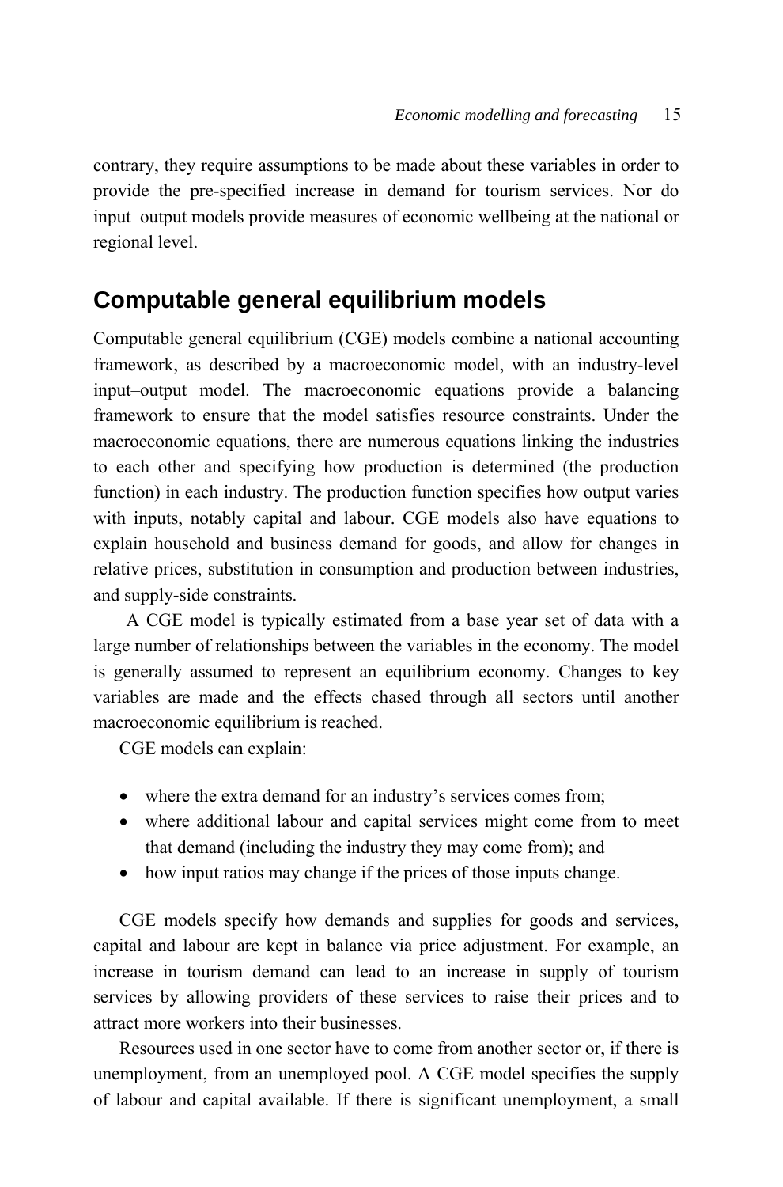contrary, they require assumptions to be made about these variables in order to provide the pre-specified increase in demand for tourism services. Nor do input–output models provide measures of economic wellbeing at the national or regional level.

## Computable general equilibrium models

Computable general equilibrium (CGE) models combine a national accounting framework, as described by a macroeconomic model, with an industry-level input–output model. The macroeconomic equations provide a balancing framework to ensure that the model satisfies resource constraints. Under the macroeconomic equations, there are numerous equations linking the industries to each other and specifying how production is determined (the production function) in each industry. The production function specifies how output varies with inputs, notably capital and labour. CGE models also have equations to explain household and business demand for goods, and allow for changes in relative prices, substitution in consumption and production between industries, and supply-side constraints.

A CGE model is typically estimated from a base year set of data with a large number of relationships between the variables in the economy. The model is generally assumed to represent an equilibrium economy. Changes to key variables are made and the effects chased through all sectors until another macroeconomic equilibrium is reached.

CGE models can explain:

- where the extra demand for an industry's services comes from;
- where additional labour and capital services might come from to meet that demand (including the industry they may come from); and
- how input ratios may change if the prices of those inputs change.

CGE models specify how demands and supplies for goods and services, capital and labour are kept in balance via price adjustment. For example, an increase in tourism demand can lead to an increase in supply of tourism services by allowing providers of these services to raise their prices and to attract more workers into their businesses.

Resources used in one sector have to come from another sector or, if there is unemployment, from an unemployed pool. A CGE model specifies the supply of labour and capital available. If there is significant unemployment, a small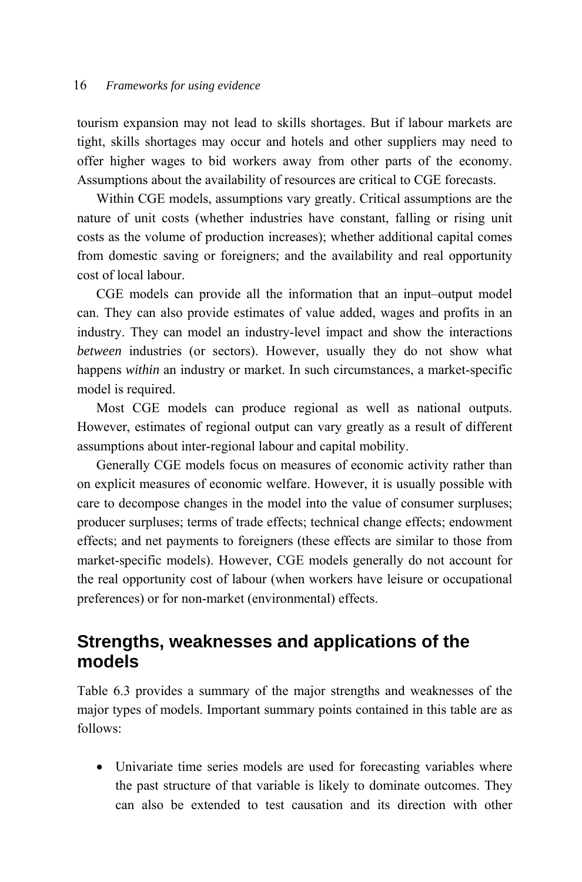tourism expansion may not lead to skills shortages. But if labour markets are tight, skills shortages may occur and hotels and other suppliers may need to offer higher wages to bid workers away from other parts of the economy. Assumptions about the availability of resources are critical to CGE forecasts.

Within CGE models, assumptions vary greatly. Critical assumptions are the nature of unit costs (whether industries have constant, falling or rising unit costs as the volume of production increases); whether additional capital comes from domestic saving or foreigners; and the availability and real opportunity cost of local labour.

CGE models can provide all the information that an input–output model can. They can also provide estimates of value added, wages and profits in an industry. They can model an industry-level impact and show the interactions *between* industries (or sectors). However, usually they do not show what happens *within* an industry or market. In such circumstances, a market-specific model is required.

Most CGE models can produce regional as well as national outputs. However, estimates of regional output can vary greatly as a result of different assumptions about inter-regional labour and capital mobility.

Generally CGE models focus on measures of economic activity rather than on explicit measures of economic welfare. However, it is usually possible with care to decompose changes in the model into the value of consumer surpluses; producer surpluses; terms of trade effects; technical change effects; endowment effects; and net payments to foreigners (these effects are similar to those from market-specific models). However, CGE models generally do not account for the real opportunity cost of labour (when workers have leisure or occupational preferences) or for non-market (environmental) effects.

## Strengths, weaknesses and applications of the models

Table 6.3 provides a summary of the major strengths and weaknesses of the major types of models. Important summary points contained in this table are as follows:

- Univariate time series models are used for forecasting variables where the past structure of that variable is likely to dominate outcomes. They can also be extended to test causation and its direction with other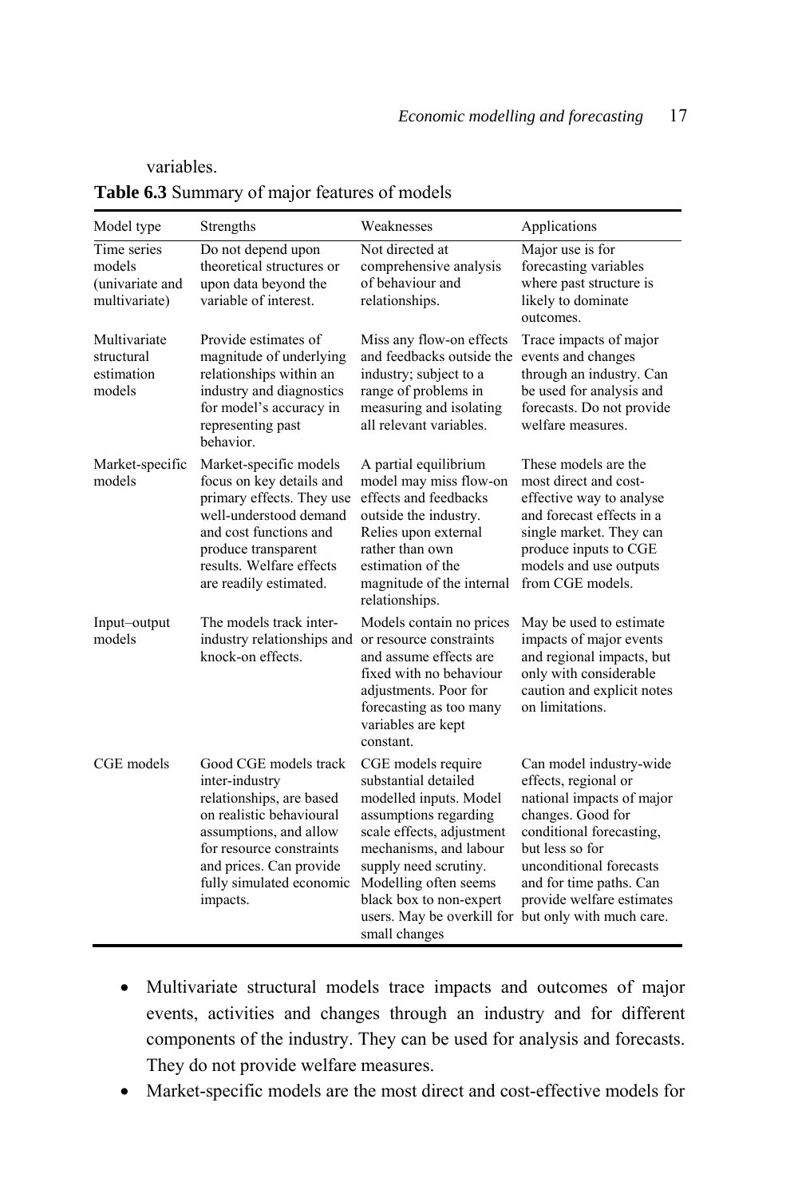variables.

**Table 6.3** Summary of major features of models

| Model type | Strengths | Weaknesses | Applications |
|---|---|---|---|
| Time series models (univariate and multivariate) | Do not depend upon theoretical structures or upon data beyond the variable of interest. | Not directed at comprehensive analysis of behaviour and relationships. | Major use is for forecasting variables where past structure is likely to dominate outcomes. |
| Multivariate structural estimation models | Provide estimates of magnitude of underlying relationships within an industry and diagnostics for model's accuracy in representing past behavior. | Miss any flow-on effects and feedbacks outside the industry; subject to a range of problems in measuring and isolating all relevant variables. | Trace impacts of major events and changes through an industry. Can be used for analysis and forecasts. Do not provide welfare measures. |
| Market-specific models | Market-specific models focus on key details and primary effects. They use well-understood demand and cost functions and produce transparent results. Welfare effects are readily estimated. | A partial equilibrium model may miss flow-on effects and feedbacks outside the industry. Relies upon external rather than own estimation of the magnitude of the internal relationships. | These models are the most direct and cost-effective way to analyse and forecast effects in a single market. They can produce inputs to CGE models and use outputs from CGE models. |
| Input–output models | The models track inter-industry relationships and knock-on effects. | Models contain no prices or resource constraints and assume effects are fixed with no behaviour adjustments. Poor for forecasting as too many variables are kept constant. | May be used to estimate impacts of major events and regional impacts, but only with considerable caution and explicit notes on limitations. |
| CGE models | Good CGE models track inter-industry relationships, are based on realistic behavioural assumptions, and allow for resource constraints and prices. Can provide fully simulated economic impacts. | CGE models require substantial detailed modelled inputs. Model assumptions regarding scale effects, adjustment mechanisms, and labour supply need scrutiny. Modelling often seems black box to non-expert users. May be overkill for small changes | Can model industry-wide effects, regional or national impacts of major changes. Good for conditional forecasting, but less so for unconditional forecasts and for time paths. Can provide welfare estimates but only with much care. |

- Multivariate structural models trace impacts and outcomes of major events, activities and changes through an industry and for different components of the industry. They can be used for analysis and forecasts. They do not provide welfare measures.
- Market-specific models are the most direct and cost-effective models for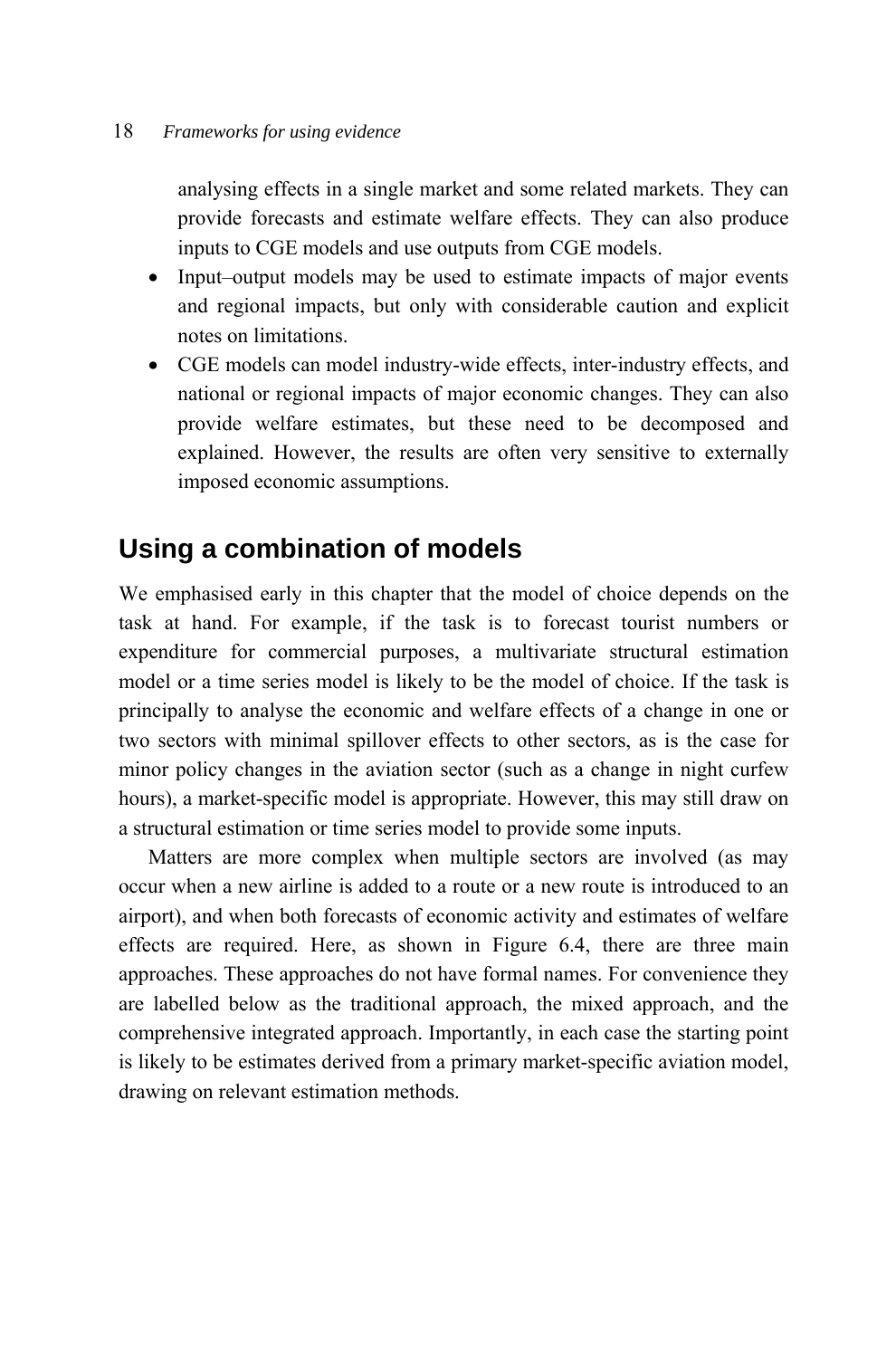analysing effects in a single market and some related markets. They can provide forecasts and estimate welfare effects. They can also produce inputs to CGE models and use outputs from CGE models.

- Input–output models may be used to estimate impacts of major events and regional impacts, but only with considerable caution and explicit notes on limitations.
- CGE models can model industry-wide effects, inter-industry effects, and national or regional impacts of major economic changes. They can also provide welfare estimates, but these need to be decomposed and explained. However, the results are often very sensitive to externally imposed economic assumptions.

## Using a combination of models

We emphasised early in this chapter that the model of choice depends on the task at hand. For example, if the task is to forecast tourist numbers or expenditure for commercial purposes, a multivariate structural estimation model or a time series model is likely to be the model of choice. If the task is principally to analyse the economic and welfare effects of a change in one or two sectors with minimal spillover effects to other sectors, as is the case for minor policy changes in the aviation sector (such as a change in night curfew hours), a market-specific model is appropriate. However, this may still draw on a structural estimation or time series model to provide some inputs.

Matters are more complex when multiple sectors are involved (as may occur when a new airline is added to a route or a new route is introduced to an airport), and when both forecasts of economic activity and estimates of welfare effects are required. Here, as shown in Figure 6.4, there are three main approaches. These approaches do not have formal names. For convenience they are labelled below as the traditional approach, the mixed approach, and the comprehensive integrated approach. Importantly, in each case the starting point is likely to be estimates derived from a primary market-specific aviation model, drawing on relevant estimation methods.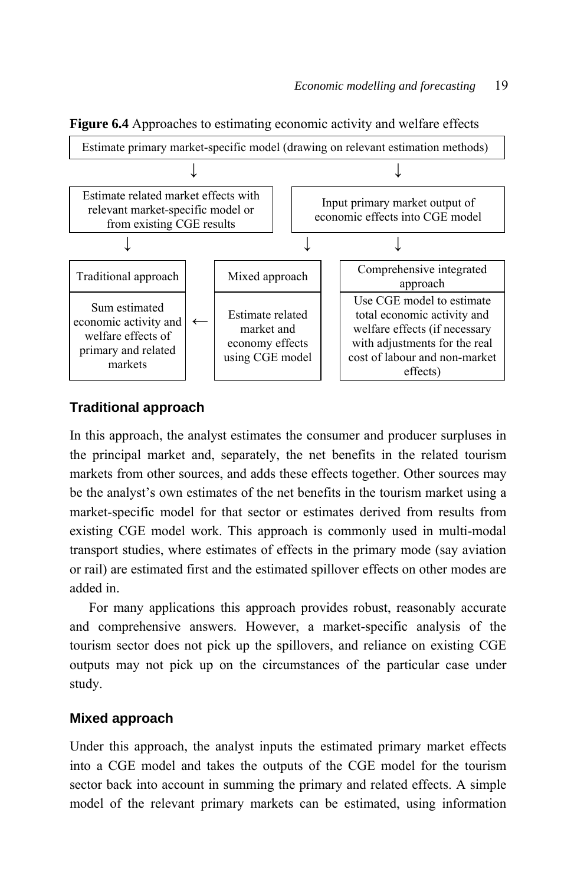**Figure 6.4** Approaches to estimating economic activity and welfare effects

Estimate primary market-specific model (drawing on relevant estimation methods)

↓ ↓

| Estimate related market effects with relevant market-specific model or from existing CGE results | Input primary market output of economic effects into CGE model |
|---|---|

| Traditional approach | | Mixed approach | Comprehensive integrated approach |
|---|---|---|---|
| Sum estimated economic activity and welfare effects of primary and related markets | ← | Estimate related market and economy effects using CGE model | Use CGE model to estimate total economic activity and welfare effects (if necessary with adjustments for the real cost of labour and non-market effects) |

### Traditional approach

In this approach, the analyst estimates the consumer and producer surpluses in the principal market and, separately, the net benefits in the related tourism markets from other sources, and adds these effects together. Other sources may be the analyst's own estimates of the net benefits in the tourism market using a market-specific model for that sector or estimates derived from results from existing CGE model work. This approach is commonly used in multi-modal transport studies, where estimates of effects in the primary mode (say aviation or rail) are estimated first and the estimated spillover effects on other modes are added in.

For many applications this approach provides robust, reasonably accurate and comprehensive answers. However, a market-specific analysis of the tourism sector does not pick up the spillovers, and reliance on existing CGE outputs may not pick up on the circumstances of the particular case under study.

### Mixed approach

Under this approach, the analyst inputs the estimated primary market effects into a CGE model and takes the outputs of the CGE model for the tourism sector back into account in summing the primary and related effects. A simple model of the relevant primary markets can be estimated, using information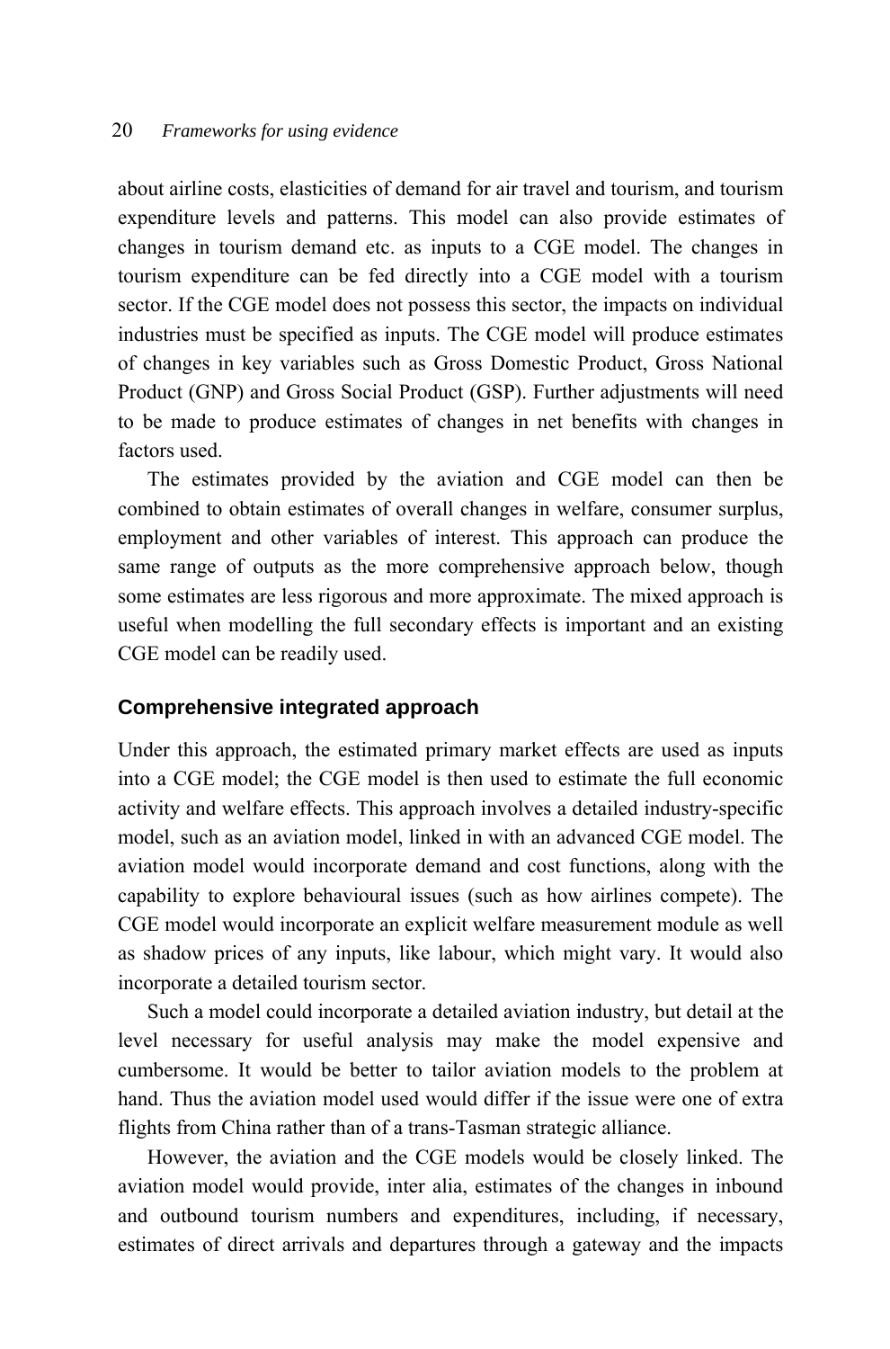about airline costs, elasticities of demand for air travel and tourism, and tourism expenditure levels and patterns. This model can also provide estimates of changes in tourism demand etc. as inputs to a CGE model. The changes in tourism expenditure can be fed directly into a CGE model with a tourism sector. If the CGE model does not possess this sector, the impacts on individual industries must be specified as inputs. The CGE model will produce estimates of changes in key variables such as Gross Domestic Product, Gross National Product (GNP) and Gross Social Product (GSP). Further adjustments will need to be made to produce estimates of changes in net benefits with changes in factors used.

The estimates provided by the aviation and CGE model can then be combined to obtain estimates of overall changes in welfare, consumer surplus, employment and other variables of interest. This approach can produce the same range of outputs as the more comprehensive approach below, though some estimates are less rigorous and more approximate. The mixed approach is useful when modelling the full secondary effects is important and an existing CGE model can be readily used.

### Comprehensive integrated approach

Under this approach, the estimated primary market effects are used as inputs into a CGE model; the CGE model is then used to estimate the full economic activity and welfare effects. This approach involves a detailed industry-specific model, such as an aviation model, linked in with an advanced CGE model. The aviation model would incorporate demand and cost functions, along with the capability to explore behavioural issues (such as how airlines compete). The CGE model would incorporate an explicit welfare measurement module as well as shadow prices of any inputs, like labour, which might vary. It would also incorporate a detailed tourism sector.

Such a model could incorporate a detailed aviation industry, but detail at the level necessary for useful analysis may make the model expensive and cumbersome. It would be better to tailor aviation models to the problem at hand. Thus the aviation model used would differ if the issue were one of extra flights from China rather than of a trans-Tasman strategic alliance.

However, the aviation and the CGE models would be closely linked. The aviation model would provide, inter alia, estimates of the changes in inbound and outbound tourism numbers and expenditures, including, if necessary, estimates of direct arrivals and departures through a gateway and the impacts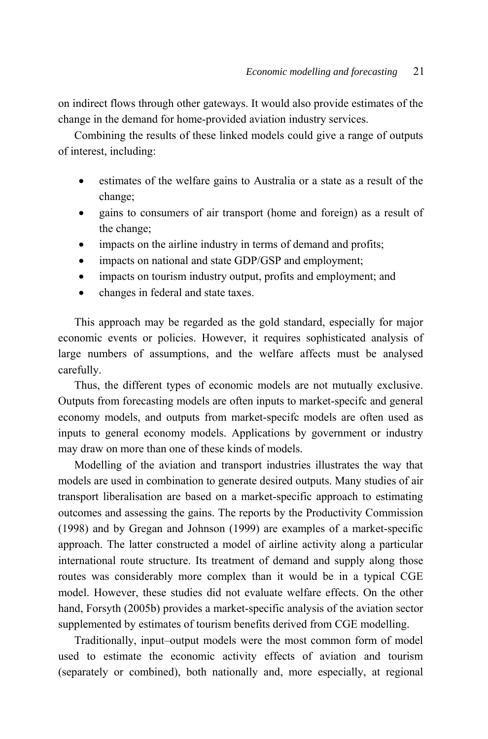on indirect flows through other gateways. It would also provide estimates of the change in the demand for home-provided aviation industry services.

Combining the results of these linked models could give a range of outputs of interest, including:

- estimates of the welfare gains to Australia or a state as a result of the change;
- gains to consumers of air transport (home and foreign) as a result of the change;
- impacts on the airline industry in terms of demand and profits;
- impacts on national and state GDP/GSP and employment;
- impacts on tourism industry output, profits and employment; and
- changes in federal and state taxes.

This approach may be regarded as the gold standard, especially for major economic events or policies. However, it requires sophisticated analysis of large numbers of assumptions, and the welfare affects must be analysed carefully.

Thus, the different types of economic models are not mutually exclusive. Outputs from forecasting models are often inputs to market-specifc and general economy models, and outputs from market-specifc models are often used as inputs to general economy models. Applications by government or industry may draw on more than one of these kinds of models.

Modelling of the aviation and transport industries illustrates the way that models are used in combination to generate desired outputs. Many studies of air transport liberalisation are based on a market-specific approach to estimating outcomes and assessing the gains. The reports by the Productivity Commission (1998) and by Gregan and Johnson (1999) are examples of a market-specific approach. The latter constructed a model of airline activity along a particular international route structure. Its treatment of demand and supply along those routes was considerably more complex than it would be in a typical CGE model. However, these studies did not evaluate welfare effects. On the other hand, Forsyth (2005b) provides a market-specific analysis of the aviation sector supplemented by estimates of tourism benefits derived from CGE modelling.

Traditionally, input–output models were the most common form of model used to estimate the economic activity effects of aviation and tourism (separately or combined), both nationally and, more especially, at regional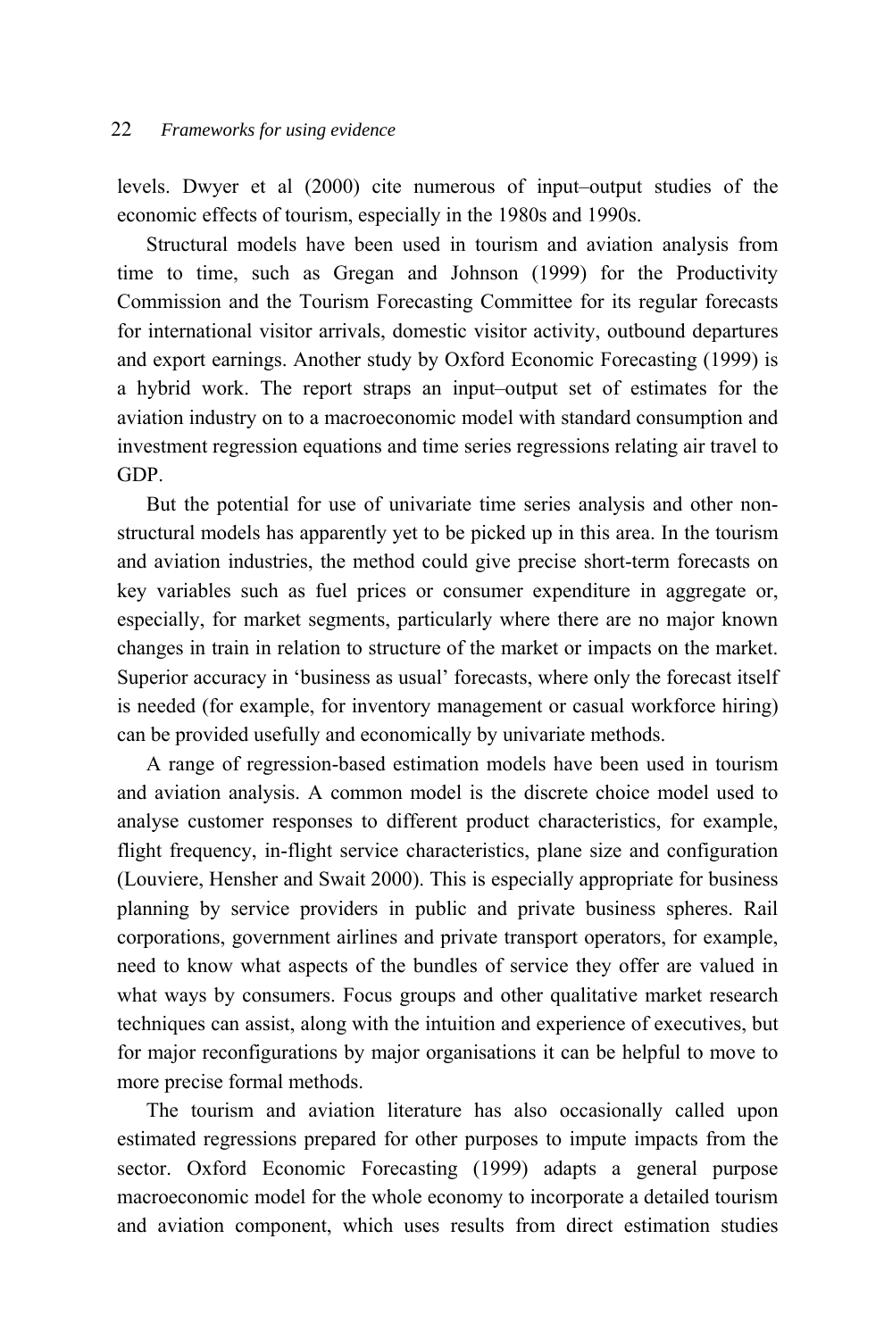levels. Dwyer et al (2000) cite numerous of input–output studies of the economic effects of tourism, especially in the 1980s and 1990s.

Structural models have been used in tourism and aviation analysis from time to time, such as Gregan and Johnson (1999) for the Productivity Commission and the Tourism Forecasting Committee for its regular forecasts for international visitor arrivals, domestic visitor activity, outbound departures and export earnings. Another study by Oxford Economic Forecasting (1999) is a hybrid work. The report straps an input–output set of estimates for the aviation industry on to a macroeconomic model with standard consumption and investment regression equations and time series regressions relating air travel to GDP.

But the potential for use of univariate time series analysis and other non-structural models has apparently yet to be picked up in this area. In the tourism and aviation industries, the method could give precise short-term forecasts on key variables such as fuel prices or consumer expenditure in aggregate or, especially, for market segments, particularly where there are no major known changes in train in relation to structure of the market or impacts on the market. Superior accuracy in 'business as usual' forecasts, where only the forecast itself is needed (for example, for inventory management or casual workforce hiring) can be provided usefully and economically by univariate methods.

A range of regression-based estimation models have been used in tourism and aviation analysis. A common model is the discrete choice model used to analyse customer responses to different product characteristics, for example, flight frequency, in-flight service characteristics, plane size and configuration (Louviere, Hensher and Swait 2000). This is especially appropriate for business planning by service providers in public and private business spheres. Rail corporations, government airlines and private transport operators, for example, need to know what aspects of the bundles of service they offer are valued in what ways by consumers. Focus groups and other qualitative market research techniques can assist, along with the intuition and experience of executives, but for major reconfigurations by major organisations it can be helpful to move to more precise formal methods.

The tourism and aviation literature has also occasionally called upon estimated regressions prepared for other purposes to impute impacts from the sector. Oxford Economic Forecasting (1999) adapts a general purpose macroeconomic model for the whole economy to incorporate a detailed tourism and aviation component, which uses results from direct estimation studies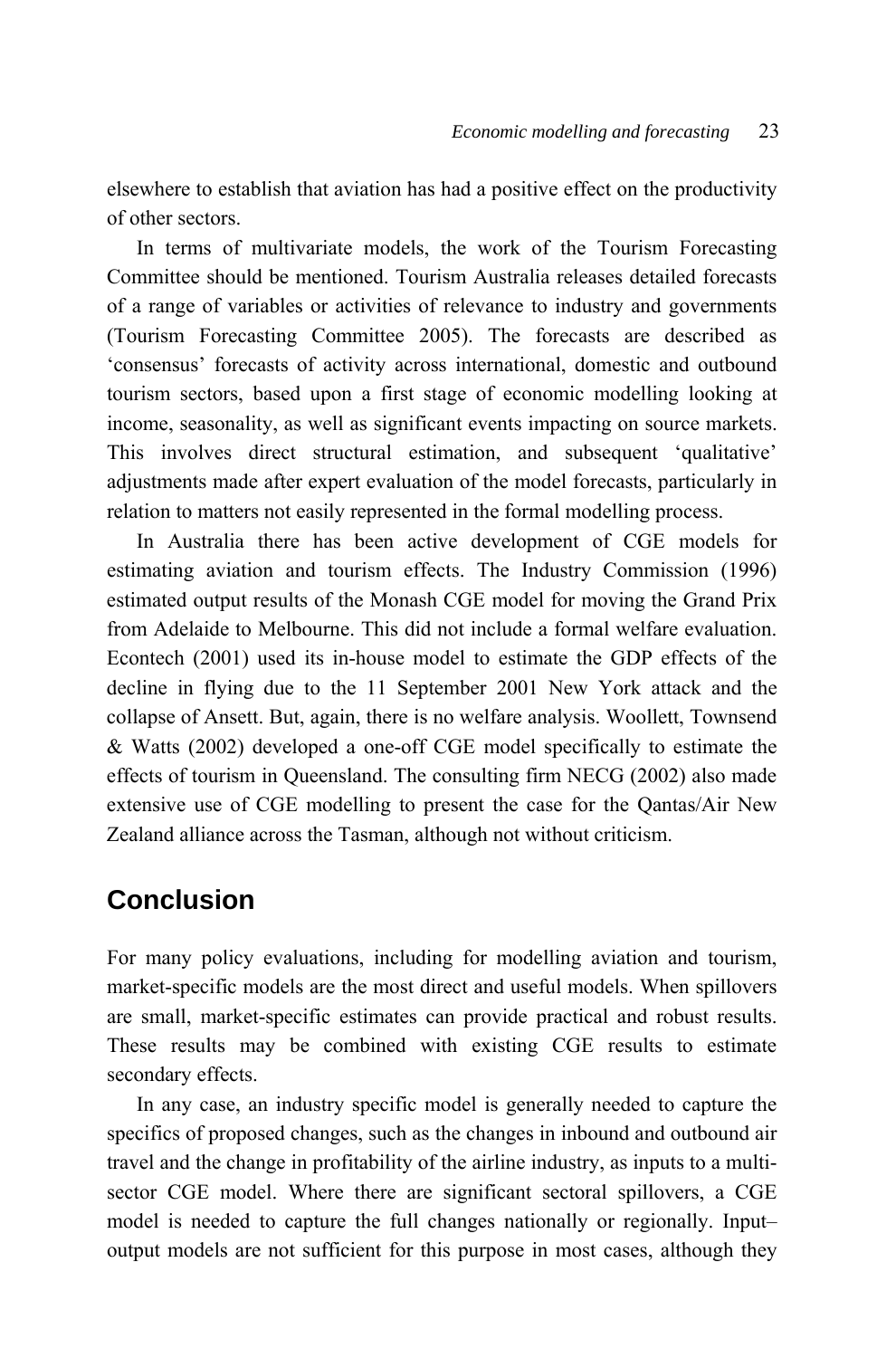elsewhere to establish that aviation has had a positive effect on the productivity of other sectors.

In terms of multivariate models, the work of the Tourism Forecasting Committee should be mentioned. Tourism Australia releases detailed forecasts of a range of variables or activities of relevance to industry and governments (Tourism Forecasting Committee 2005). The forecasts are described as 'consensus' forecasts of activity across international, domestic and outbound tourism sectors, based upon a first stage of economic modelling looking at income, seasonality, as well as significant events impacting on source markets. This involves direct structural estimation, and subsequent 'qualitative' adjustments made after expert evaluation of the model forecasts, particularly in relation to matters not easily represented in the formal modelling process.

In Australia there has been active development of CGE models for estimating aviation and tourism effects. The Industry Commission (1996) estimated output results of the Monash CGE model for moving the Grand Prix from Adelaide to Melbourne. This did not include a formal welfare evaluation. Econtech (2001) used its in-house model to estimate the GDP effects of the decline in flying due to the 11 September 2001 New York attack and the collapse of Ansett. But, again, there is no welfare analysis. Woollett, Townsend & Watts (2002) developed a one-off CGE model specifically to estimate the effects of tourism in Queensland. The consulting firm NECG (2002) also made extensive use of CGE modelling to present the case for the Qantas/Air New Zealand alliance across the Tasman, although not without criticism.

## Conclusion

For many policy evaluations, including for modelling aviation and tourism, market-specific models are the most direct and useful models. When spillovers are small, market-specific estimates can provide practical and robust results. These results may be combined with existing CGE results to estimate secondary effects.

In any case, an industry specific model is generally needed to capture the specifics of proposed changes, such as the changes in inbound and outbound air travel and the change in profitability of the airline industry, as inputs to a multi-sector CGE model. Where there are significant sectoral spillovers, a CGE model is needed to capture the full changes nationally or regionally. Input–output models are not sufficient for this purpose in most cases, although they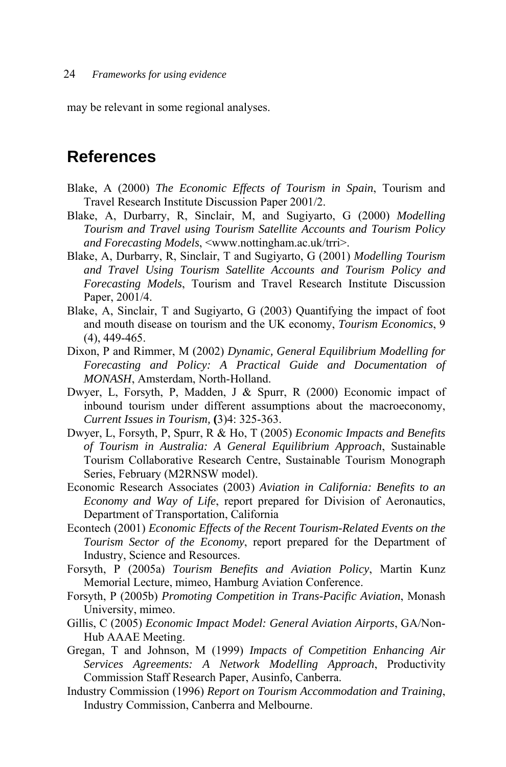may be relevant in some regional analyses.

## References

Blake, A (2000) *The Economic Effects of Tourism in Spain*, Tourism and Travel Research Institute Discussion Paper 2001/2.

Blake, A, Durbarry, R, Sinclair, M, and Sugiyarto, G (2000) *Modelling Tourism and Travel using Tourism Satellite Accounts and Tourism Policy and Forecasting Models*, <www.nottingham.ac.uk/trri>.

Blake, A, Durbarry, R, Sinclair, T and Sugiyarto, G (2001) *Modelling Tourism and Travel Using Tourism Satellite Accounts and Tourism Policy and Forecasting Models*, Tourism and Travel Research Institute Discussion Paper, 2001/4.

Blake, A, Sinclair, T and Sugiyarto, G (2003) Quantifying the impact of foot and mouth disease on tourism and the UK economy, *Tourism Economics*, 9 (4), 449-465.

Dixon, P and Rimmer, M (2002) *Dynamic, General Equilibrium Modelling for Forecasting and Policy: A Practical Guide and Documentation of MONASH*, Amsterdam, North-Holland.

Dwyer, L, Forsyth, P, Madden, J & Spurr, R (2000) Economic impact of inbound tourism under different assumptions about the macroeconomy, *Current Issues in Tourism*, **(**3)4: 325-363.

Dwyer, L, Forsyth, P, Spurr, R & Ho, T (2005) *Economic Impacts and Benefits of Tourism in Australia: A General Equilibrium Approach*, Sustainable Tourism Collaborative Research Centre, Sustainable Tourism Monograph Series, February (M2RNSW model).

Economic Research Associates (2003) *Aviation in California: Benefits to an Economy and Way of Life*, report prepared for Division of Aeronautics, Department of Transportation, California

Econtech (2001) *Economic Effects of the Recent Tourism-Related Events on the Tourism Sector of the Economy*, report prepared for the Department of Industry, Science and Resources.

Forsyth, P (2005a) *Tourism Benefits and Aviation Policy*, Martin Kunz Memorial Lecture, mimeo, Hamburg Aviation Conference.

Forsyth, P (2005b) *Promoting Competition in Trans-Pacific Aviation*, Monash University, mimeo.

Gillis, C (2005) *Economic Impact Model: General Aviation Airports*, GA/Non-Hub AAAE Meeting.

Gregan, T and Johnson, M (1999) *Impacts of Competition Enhancing Air Services Agreements: A Network Modelling Approach*, Productivity Commission Staff Research Paper, Ausinfo, Canberra.

Industry Commission (1996) *Report on Tourism Accommodation and Training*, Industry Commission, Canberra and Melbourne.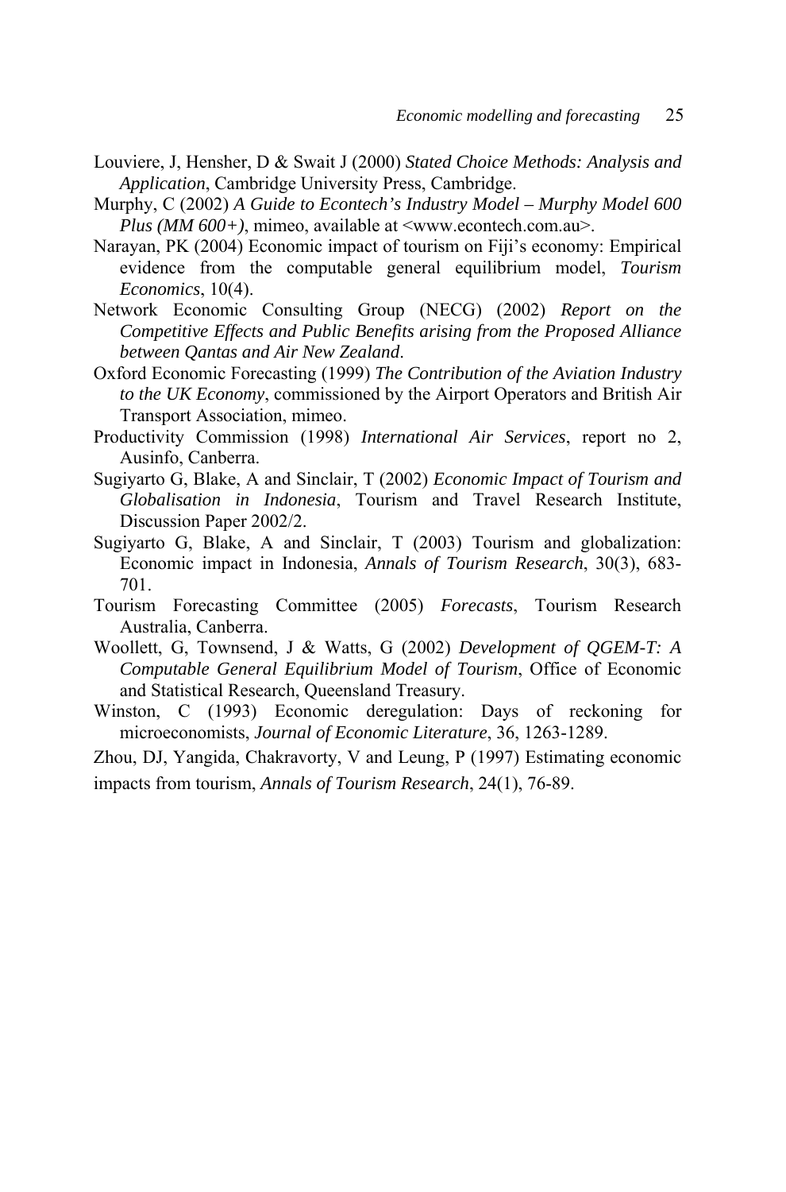Louviere, J, Hensher, D & Swait J (2000) *Stated Choice Methods: Analysis and Application*, Cambridge University Press, Cambridge.

Murphy, C (2002) *A Guide to Econtech's Industry Model – Murphy Model 600 Plus (MM 600+)*, mimeo, available at <www.econtech.com.au>.

Narayan, PK (2004) Economic impact of tourism on Fiji's economy: Empirical evidence from the computable general equilibrium model, *Tourism Economics*, 10(4).

Network Economic Consulting Group (NECG) (2002) *Report on the Competitive Effects and Public Benefits arising from the Proposed Alliance between Qantas and Air New Zealand*.

Oxford Economic Forecasting (1999) *The Contribution of the Aviation Industry to the UK Economy*, commissioned by the Airport Operators and British Air Transport Association, mimeo.

Productivity Commission (1998) *International Air Services*, report no 2, Ausinfo, Canberra.

Sugiyarto G, Blake, A and Sinclair, T (2002) *Economic Impact of Tourism and Globalisation in Indonesia*, Tourism and Travel Research Institute, Discussion Paper 2002/2.

Sugiyarto G, Blake, A and Sinclair, T (2003) Tourism and globalization: Economic impact in Indonesia, *Annals of Tourism Research*, 30(3), 683-701.

Tourism Forecasting Committee (2005) *Forecasts*, Tourism Research Australia, Canberra.

Woollett, G, Townsend, J & Watts, G (2002) *Development of QGEM-T: A Computable General Equilibrium Model of Tourism*, Office of Economic and Statistical Research, Queensland Treasury.

Winston, C (1993) Economic deregulation: Days of reckoning for microeconomists, *Journal of Economic Literature*, 36, 1263-1289.

Zhou, DJ, Yangida, Chakravorty, V and Leung, P (1997) Estimating economic impacts from tourism, *Annals of Tourism Research*, 24(1), 76-89.